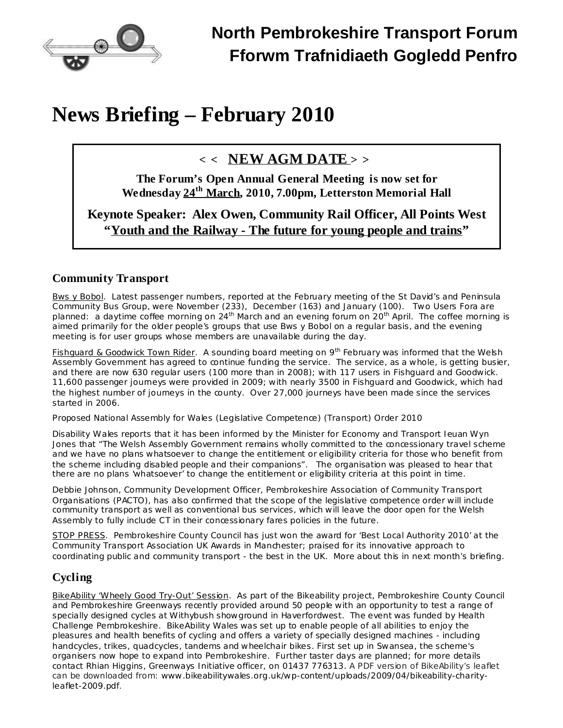# North Pembrokeshire Transport Forum
# Fforwm Trafnidiaeth Gogledd Penfro

# News Briefing – February 2010

< < **NEW AGM DATE** > >

**The Forum's Open Annual General Meeting is now set for Wednesday 24th March, 2010, 7.00pm, Letterston Memorial Hall**

**Keynote Speaker: Alex Owen, Community Rail Officer, All Points West "Youth and the Railway - The future for young people and trains"**

## Community Transport

Bws y Bobol. Latest passenger numbers, reported at the February meeting of the St David's and Peninsula Community Bus Group, were November (233), December (163) and January (100). Two Users Fora are planned: a daytime coffee morning on 24th March and an evening forum on 20th April. The coffee morning is aimed primarily for the older people's groups that use Bws y Bobol on a regular basis, and the evening meeting is for user groups whose members are unavailable during the day.

Fishguard & Goodwick Town Rider. A sounding board meeting on 9th February was informed that the Welsh Assembly Government has agreed to continue funding the service. The service, as a whole, is getting busier, and there are now 630 regular users (100 more than in 2008); with 117 users in Fishguard and Goodwick. 11,600 passenger journeys were provided in 2009; with nearly 3500 in Fishguard and Goodwick, which had the highest number of journeys in the county. Over 27,000 journeys have been made since the services started in 2006.

Proposed National Assembly for Wales (Legislative Competence) (Transport) Order 2010

Disability Wales reports that it has been informed by the Minister for Economy and Transport Ieuan Wyn Jones that "The Welsh Assembly Government remains wholly committed to the concessionary travel scheme and we have no plans whatsoever to change the entitlement or eligibility criteria for those who benefit from the scheme including disabled people and their companions". The organisation was pleased to hear that there are no plans 'whatsoever' to change the entitlement or eligibility criteria at this point in time.

Debbie Johnson, Community Development Officer, Pembrokeshire Association of Community Transport Organisations (PACTO), has also confirmed that the scope of the legislative competence order will include community transport as well as conventional bus services, which will leave the door open for the Welsh Assembly to fully include CT in their concessionary fares policies in the future.

STOP PRESS. Pembrokeshire County Council has just won the award for 'Best Local Authority 2010' at the Community Transport Association UK Awards in Manchester; praised for its innovative approach to coordinating public and community transport - the best in the UK. More about this in next month's briefing.

## Cycling

BikeAbility 'Wheely Good Try-Out' Session. As part of the Bikeability project, Pembrokeshire County Council and Pembrokeshire Greenways recently provided around 50 people with an opportunity to test a range of specially designed cycles at Withybush showground in Haverfordwest. The event was funded by Health Challenge Pembrokeshire. BikeAbility Wales was set up to enable people of all abilities to enjoy the pleasures and health benefits of cycling and offers a variety of specially designed machines - including handcycles, trikes, quadcycles, tandems and wheelchair bikes. First set up in Swansea, the scheme's organisers now hope to expand into Pembrokeshire. Further taster days are planned; for more details contact Rhian Higgins, Greenways Initiative officer, on 01437 776313. A PDF version of BikeAbility's leaflet can be downloaded from: www.bikeabilitywales.org.uk/wp-content/uploads/2009/04/bikeability-charity-leaflet-2009.pdf.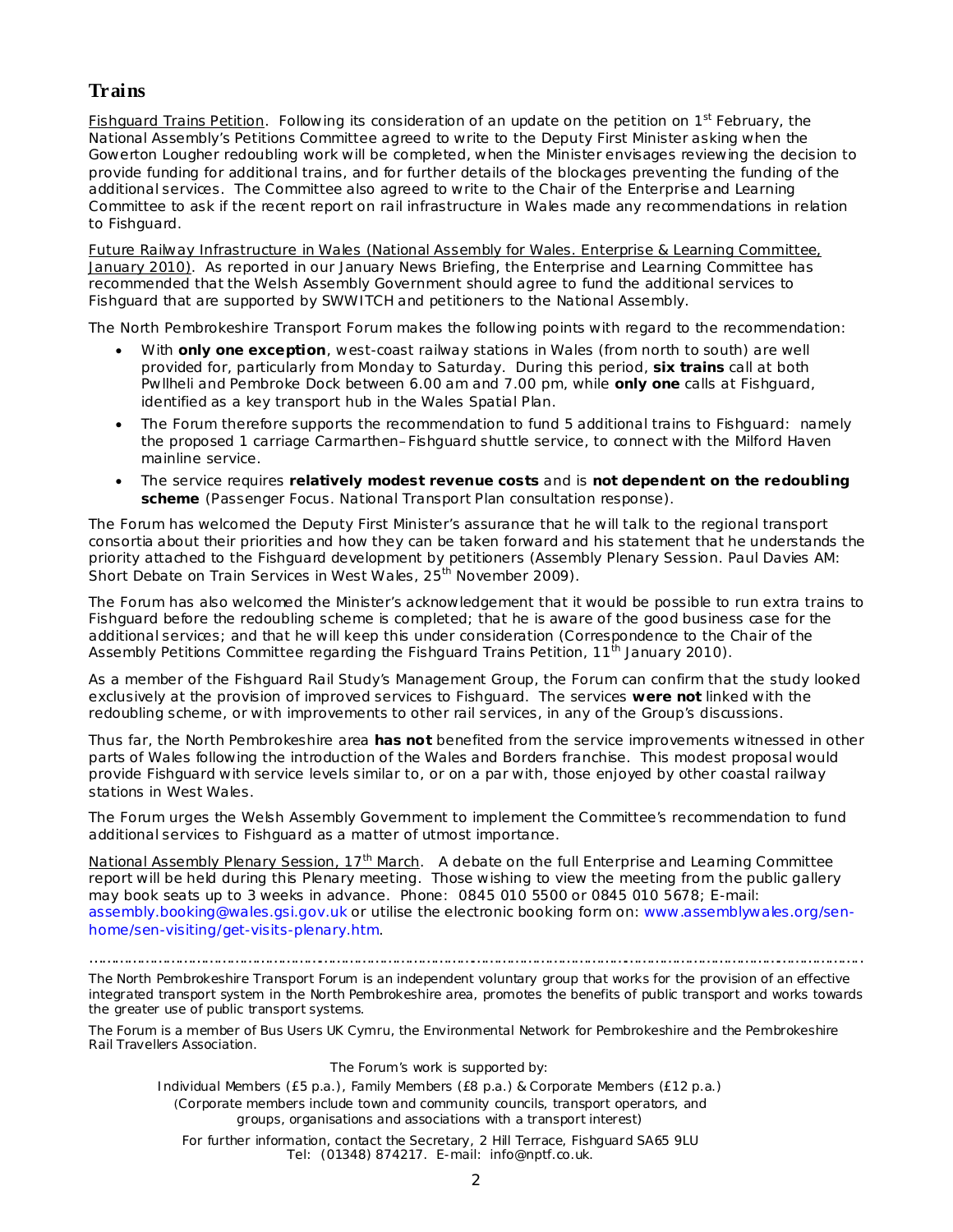## Trains

Fishguard Trains Petition. Following its consideration of an update on the petition on 1st February, the National Assembly's Petitions Committee agreed to write to the Deputy First Minister asking when the Gowerton Lougher redoubling work will be completed, when the Minister envisages reviewing the decision to provide funding for additional trains, and for further details of the blockages preventing the funding of the additional services. The Committee also agreed to write to the Chair of the Enterprise and Learning Committee to ask if the recent report on rail infrastructure in Wales made any recommendations in relation to Fishguard.

Future Railway Infrastructure in Wales (National Assembly for Wales. Enterprise & Learning Committee, January 2010). As reported in our January News Briefing, the Enterprise and Learning Committee has recommended that the Welsh Assembly Government should agree to fund the additional services to Fishguard that are supported by SWWITCH and petitioners to the National Assembly.

The North Pembrokeshire Transport Forum makes the following points with regard to the recommendation:

- With **only one exception**, west-coast railway stations in Wales (from north to south) are well provided for, particularly from Monday to Saturday. During this period, **six trains** call at both Pwllheli and Pembroke Dock between 6.00 am and 7.00 pm, while **only one** calls at Fishguard, identified as a key transport hub in the Wales Spatial Plan.
- The Forum therefore supports the recommendation to fund 5 additional trains to Fishguard: namely the proposed 1 carriage Carmarthen–Fishguard shuttle service, to connect with the Milford Haven mainline service.
- The service requires **relatively modest revenue costs** and is **not dependent on the redoubling scheme** (Passenger Focus. National Transport Plan consultation response).

The Forum has welcomed the Deputy First Minister's assurance that he will talk to the regional transport consortia about their priorities and how they can be taken forward and his statement that he understands the priority attached to the Fishguard development by petitioners (Assembly Plenary Session. Paul Davies AM: Short Debate on Train Services in West Wales, 25th November 2009).

The Forum has also welcomed the Minister's acknowledgement that it would be possible to run extra trains to Fishguard before the redoubling scheme is completed; that he is aware of the good business case for the additional services; and that he will keep this under consideration (Correspondence to the Chair of the Assembly Petitions Committee regarding the Fishguard Trains Petition, 11th January 2010).

As a member of the Fishguard Rail Study's Management Group, the Forum can confirm that the study looked exclusively at the provision of improved services to Fishguard. The services **were not** linked with the redoubling scheme, or with improvements to other rail services, in any of the Group's discussions.

Thus far, the North Pembrokeshire area **has not** benefited from the service improvements witnessed in other parts of Wales following the introduction of the Wales and Borders franchise. This modest proposal would provide Fishguard with service levels similar to, or on a par with, those enjoyed by other coastal railway stations in West Wales.

The Forum urges the Welsh Assembly Government to implement the Committee's recommendation to fund additional services to Fishguard as a matter of utmost importance.

National Assembly Plenary Session, 17th March. A debate on the full Enterprise and Learning Committee report will be held during this Plenary meeting. Those wishing to view the meeting from the public gallery may book seats up to 3 weeks in advance. Phone: 0845 010 5500 or 0845 010 5678; E-mail: assembly.booking@wales.gsi.gov.uk or utilise the electronic booking form on: www.assemblywales.org/sen-home/sen-visiting/get-visits-plenary.htm.

---

The North Pembrokeshire Transport Forum is an independent voluntary group that works for the provision of an effective integrated transport system in the North Pembrokeshire area, promotes the benefits of public transport and works towards the greater use of public transport systems.

The Forum is a member of Bus Users UK Cymru, the Environmental Network for Pembrokeshire and the Pembrokeshire Rail Travellers Association.

The Forum's work is supported by:

Individual Members (£5 p.a.), Family Members (£8 p.a.) & Corporate Members (£12 p.a.)
(Corporate members include town and community councils, transport operators, and groups, organisations and associations with a transport interest)

For further information, contact the Secretary, 2 Hill Terrace, Fishguard SA65 9LU
Tel: (01348) 874217. E-mail: info@nptf.co.uk.